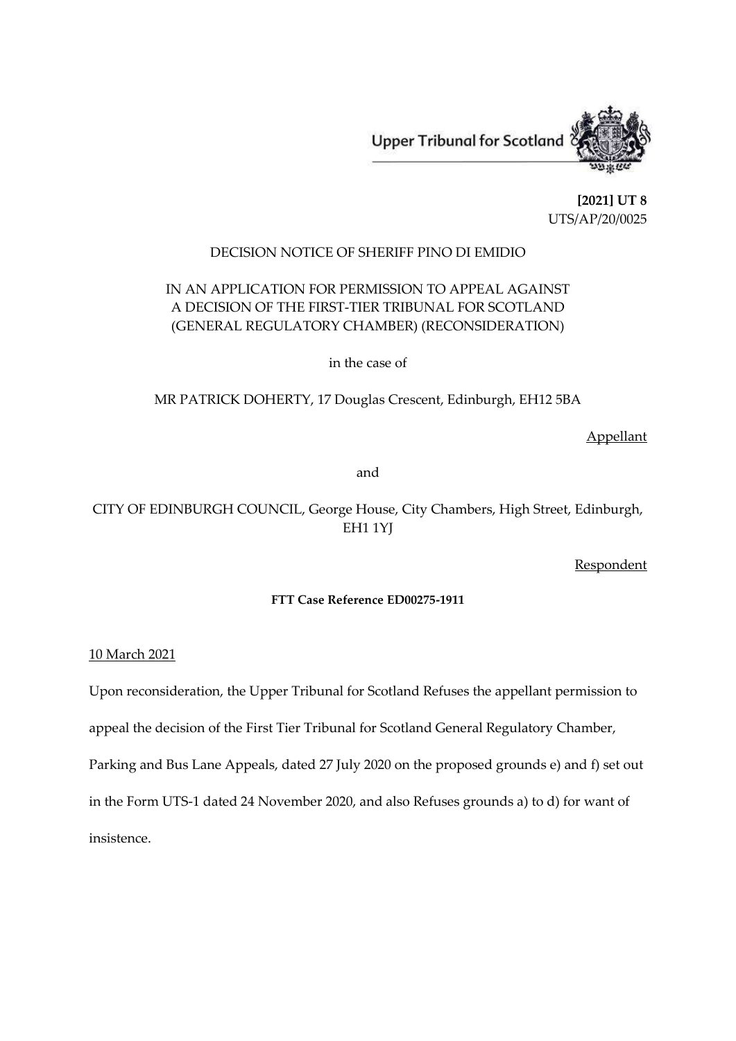Upper Tribunal for Scotland

**[2021] UT 8**
UTS/AP/20/0025

DECISION NOTICE OF SHERIFF PINO DI EMIDIO

IN AN APPLICATION FOR PERMISSION TO APPEAL AGAINST A DECISION OF THE FIRST-TIER TRIBUNAL FOR SCOTLAND (GENERAL REGULATORY CHAMBER) (RECONSIDERATION)

in the case of

MR PATRICK DOHERTY, 17 Douglas Crescent, Edinburgh, EH12 5BA

Appellant

and

CITY OF EDINBURGH COUNCIL, George House, City Chambers, High Street, Edinburgh, EH1 1YJ

Respondent

**FTT Case Reference ED00275-1911**

10 March 2021

Upon reconsideration, the Upper Tribunal for Scotland Refuses the appellant permission to appeal the decision of the First Tier Tribunal for Scotland General Regulatory Chamber, Parking and Bus Lane Appeals, dated 27 July 2020 on the proposed grounds e) and f) set out in the Form UTS-1 dated 24 November 2020, and also Refuses grounds a) to d) for want of insistence.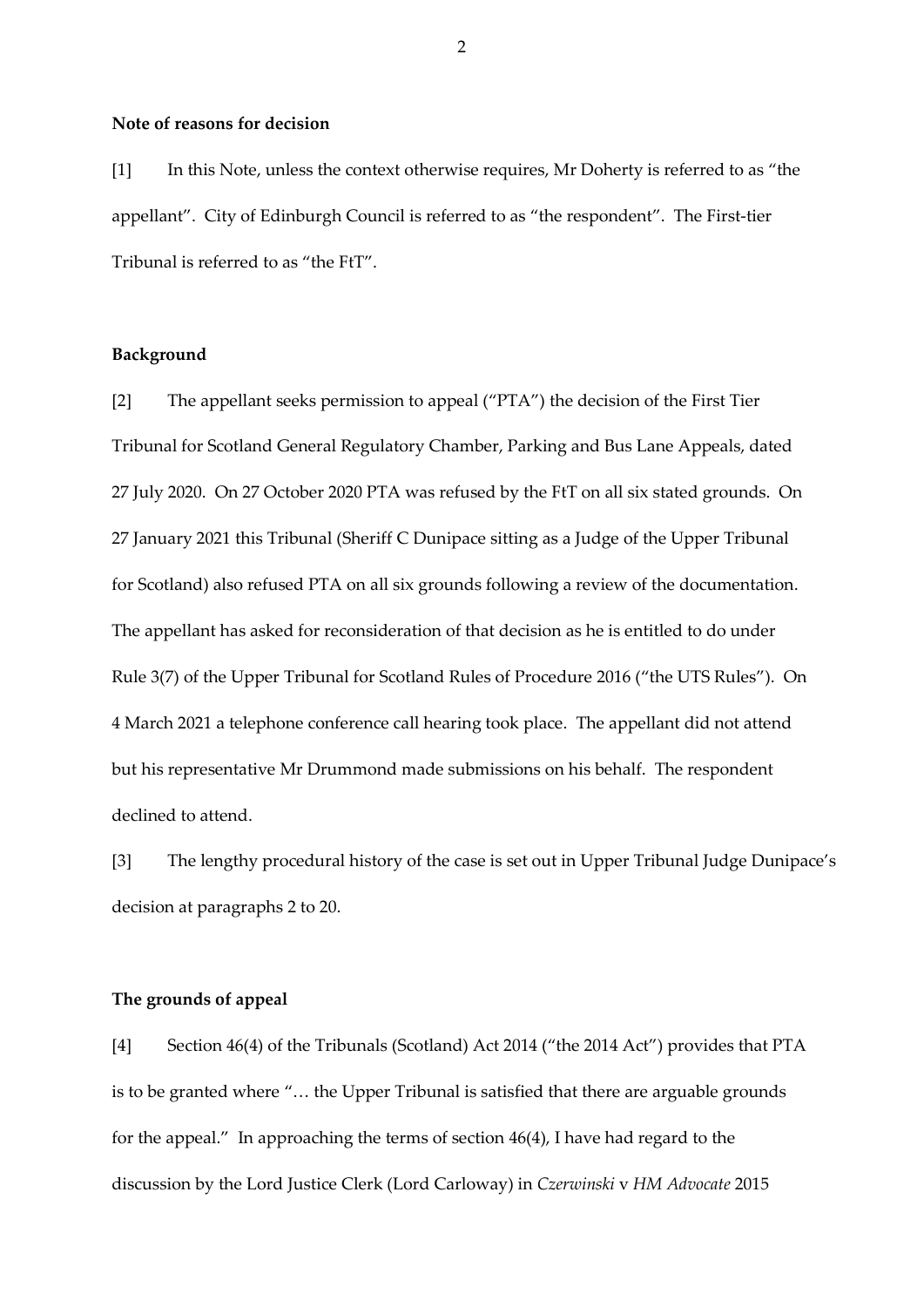**Note of reasons for decision**

[1] In this Note, unless the context otherwise requires, Mr Doherty is referred to as "the appellant". City of Edinburgh Council is referred to as "the respondent". The First-tier Tribunal is referred to as "the FtT".

**Background**

[2] The appellant seeks permission to appeal ("PTA") the decision of the First Tier Tribunal for Scotland General Regulatory Chamber, Parking and Bus Lane Appeals, dated 27 July 2020. On 27 October 2020 PTA was refused by the FtT on all six stated grounds. On 27 January 2021 this Tribunal (Sheriff C Dunipace sitting as a Judge of the Upper Tribunal for Scotland) also refused PTA on all six grounds following a review of the documentation. The appellant has asked for reconsideration of that decision as he is entitled to do under Rule 3(7) of the Upper Tribunal for Scotland Rules of Procedure 2016 ("the UTS Rules"). On 4 March 2021 a telephone conference call hearing took place. The appellant did not attend but his representative Mr Drummond made submissions on his behalf. The respondent declined to attend.

[3] The lengthy procedural history of the case is set out in Upper Tribunal Judge Dunipace's decision at paragraphs 2 to 20.

**The grounds of appeal**

[4] Section 46(4) of the Tribunals (Scotland) Act 2014 ("the 2014 Act") provides that PTA is to be granted where "… the Upper Tribunal is satisfied that there are arguable grounds for the appeal." In approaching the terms of section 46(4), I have had regard to the discussion by the Lord Justice Clerk (Lord Carloway) in *Czerwinski* v *HM Advocate* 2015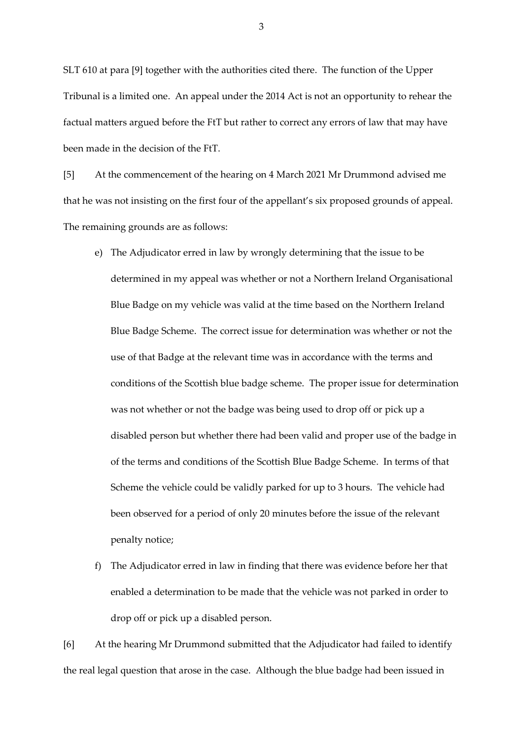SLT 610 at para [9] together with the authorities cited there. The function of the Upper Tribunal is a limited one. An appeal under the 2014 Act is not an opportunity to rehear the factual matters argued before the FtT but rather to correct any errors of law that may have been made in the decision of the FtT.

[5] At the commencement of the hearing on 4 March 2021 Mr Drummond advised me that he was not insisting on the first four of the appellant's six proposed grounds of appeal. The remaining grounds are as follows:

e) The Adjudicator erred in law by wrongly determining that the issue to be determined in my appeal was whether or not a Northern Ireland Organisational Blue Badge on my vehicle was valid at the time based on the Northern Ireland Blue Badge Scheme. The correct issue for determination was whether or not the use of that Badge at the relevant time was in accordance with the terms and conditions of the Scottish blue badge scheme. The proper issue for determination was not whether or not the badge was being used to drop off or pick up a disabled person but whether there had been valid and proper use of the badge in of the terms and conditions of the Scottish Blue Badge Scheme. In terms of that Scheme the vehicle could be validly parked for up to 3 hours. The vehicle had been observed for a period of only 20 minutes before the issue of the relevant penalty notice;

f) The Adjudicator erred in law in finding that there was evidence before her that enabled a determination to be made that the vehicle was not parked in order to drop off or pick up a disabled person.

[6] At the hearing Mr Drummond submitted that the Adjudicator had failed to identify the real legal question that arose in the case. Although the blue badge had been issued in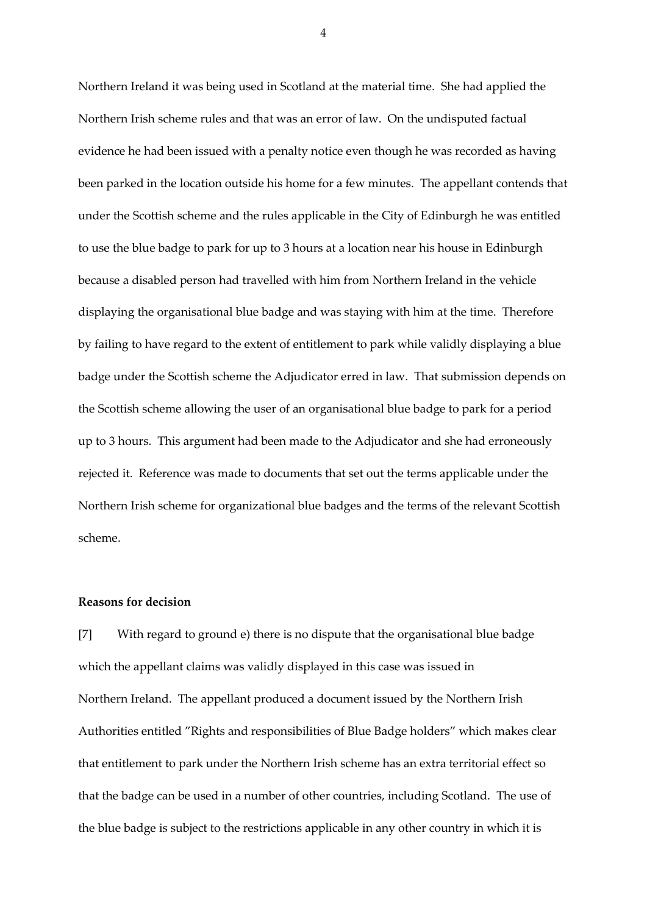Northern Ireland it was being used in Scotland at the material time. She had applied the Northern Irish scheme rules and that was an error of law. On the undisputed factual evidence he had been issued with a penalty notice even though he was recorded as having been parked in the location outside his home for a few minutes. The appellant contends that under the Scottish scheme and the rules applicable in the City of Edinburgh he was entitled to use the blue badge to park for up to 3 hours at a location near his house in Edinburgh because a disabled person had travelled with him from Northern Ireland in the vehicle displaying the organisational blue badge and was staying with him at the time. Therefore by failing to have regard to the extent of entitlement to park while validly displaying a blue badge under the Scottish scheme the Adjudicator erred in law. That submission depends on the Scottish scheme allowing the user of an organisational blue badge to park for a period up to 3 hours. This argument had been made to the Adjudicator and she had erroneously rejected it. Reference was made to documents that set out the terms applicable under the Northern Irish scheme for organizational blue badges and the terms of the relevant Scottish scheme.

**Reasons for decision**

[7] With regard to ground e) there is no dispute that the organisational blue badge which the appellant claims was validly displayed in this case was issued in Northern Ireland. The appellant produced a document issued by the Northern Irish Authorities entitled "Rights and responsibilities of Blue Badge holders" which makes clear that entitlement to park under the Northern Irish scheme has an extra territorial effect so that the badge can be used in a number of other countries, including Scotland. The use of the blue badge is subject to the restrictions applicable in any other country in which it is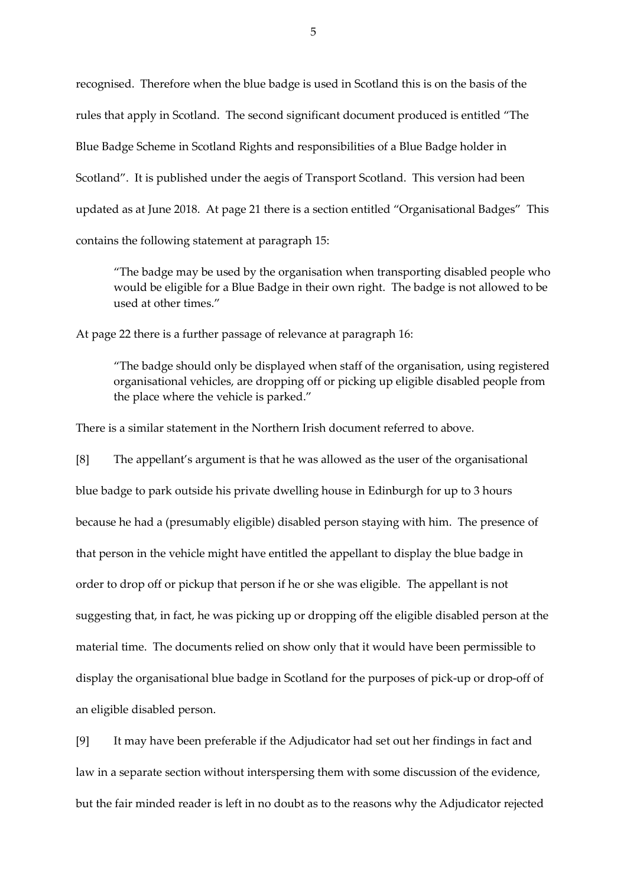recognised. Therefore when the blue badge is used in Scotland this is on the basis of the rules that apply in Scotland. The second significant document produced is entitled "The Blue Badge Scheme in Scotland Rights and responsibilities of a Blue Badge holder in Scotland". It is published under the aegis of Transport Scotland. This version had been updated as at June 2018. At page 21 there is a section entitled "Organisational Badges" This contains the following statement at paragraph 15:

> "The badge may be used by the organisation when transporting disabled people who would be eligible for a Blue Badge in their own right. The badge is not allowed to be used at other times."

At page 22 there is a further passage of relevance at paragraph 16:

> "The badge should only be displayed when staff of the organisation, using registered organisational vehicles, are dropping off or picking up eligible disabled people from the place where the vehicle is parked."

There is a similar statement in the Northern Irish document referred to above.

[8] The appellant's argument is that he was allowed as the user of the organisational blue badge to park outside his private dwelling house in Edinburgh for up to 3 hours because he had a (presumably eligible) disabled person staying with him. The presence of that person in the vehicle might have entitled the appellant to display the blue badge in order to drop off or pickup that person if he or she was eligible. The appellant is not suggesting that, in fact, he was picking up or dropping off the eligible disabled person at the material time. The documents relied on show only that it would have been permissible to display the organisational blue badge in Scotland for the purposes of pick-up or drop-off of an eligible disabled person.

[9] It may have been preferable if the Adjudicator had set out her findings in fact and law in a separate section without interspersing them with some discussion of the evidence, but the fair minded reader is left in no doubt as to the reasons why the Adjudicator rejected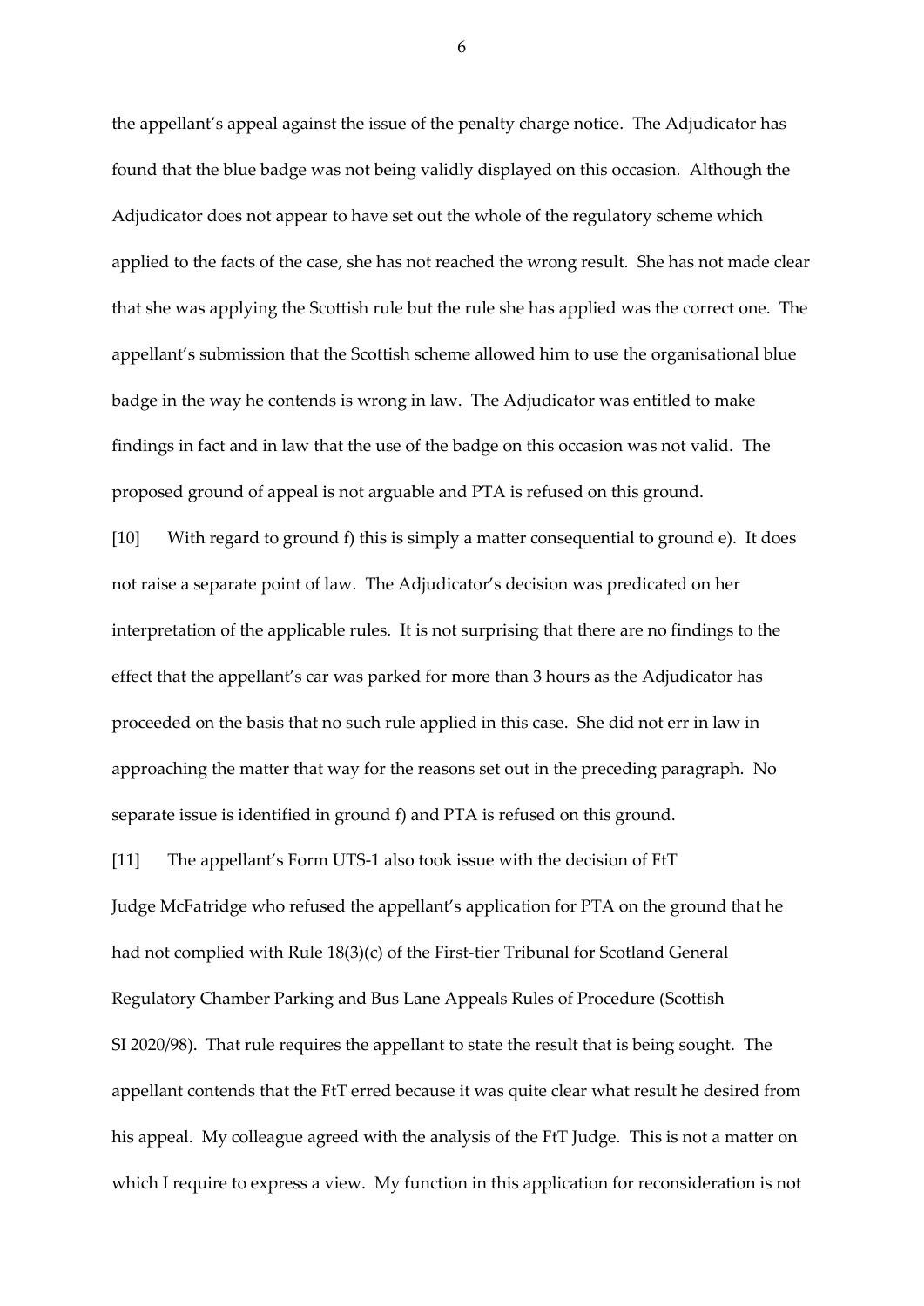the appellant's appeal against the issue of the penalty charge notice. The Adjudicator has found that the blue badge was not being validly displayed on this occasion. Although the Adjudicator does not appear to have set out the whole of the regulatory scheme which applied to the facts of the case, she has not reached the wrong result. She has not made clear that she was applying the Scottish rule but the rule she has applied was the correct one. The appellant's submission that the Scottish scheme allowed him to use the organisational blue badge in the way he contends is wrong in law. The Adjudicator was entitled to make findings in fact and in law that the use of the badge on this occasion was not valid. The proposed ground of appeal is not arguable and PTA is refused on this ground.

[10] With regard to ground f) this is simply a matter consequential to ground e). It does not raise a separate point of law. The Adjudicator's decision was predicated on her interpretation of the applicable rules. It is not surprising that there are no findings to the effect that the appellant's car was parked for more than 3 hours as the Adjudicator has proceeded on the basis that no such rule applied in this case. She did not err in law in approaching the matter that way for the reasons set out in the preceding paragraph. No separate issue is identified in ground f) and PTA is refused on this ground.

[11] The appellant's Form UTS-1 also took issue with the decision of FtT Judge McFatridge who refused the appellant's application for PTA on the ground that he had not complied with Rule 18(3)(c) of the First-tier Tribunal for Scotland General Regulatory Chamber Parking and Bus Lane Appeals Rules of Procedure (Scottish SI 2020/98). That rule requires the appellant to state the result that is being sought. The appellant contends that the FtT erred because it was quite clear what result he desired from his appeal. My colleague agreed with the analysis of the FtT Judge. This is not a matter on which I require to express a view. My function in this application for reconsideration is not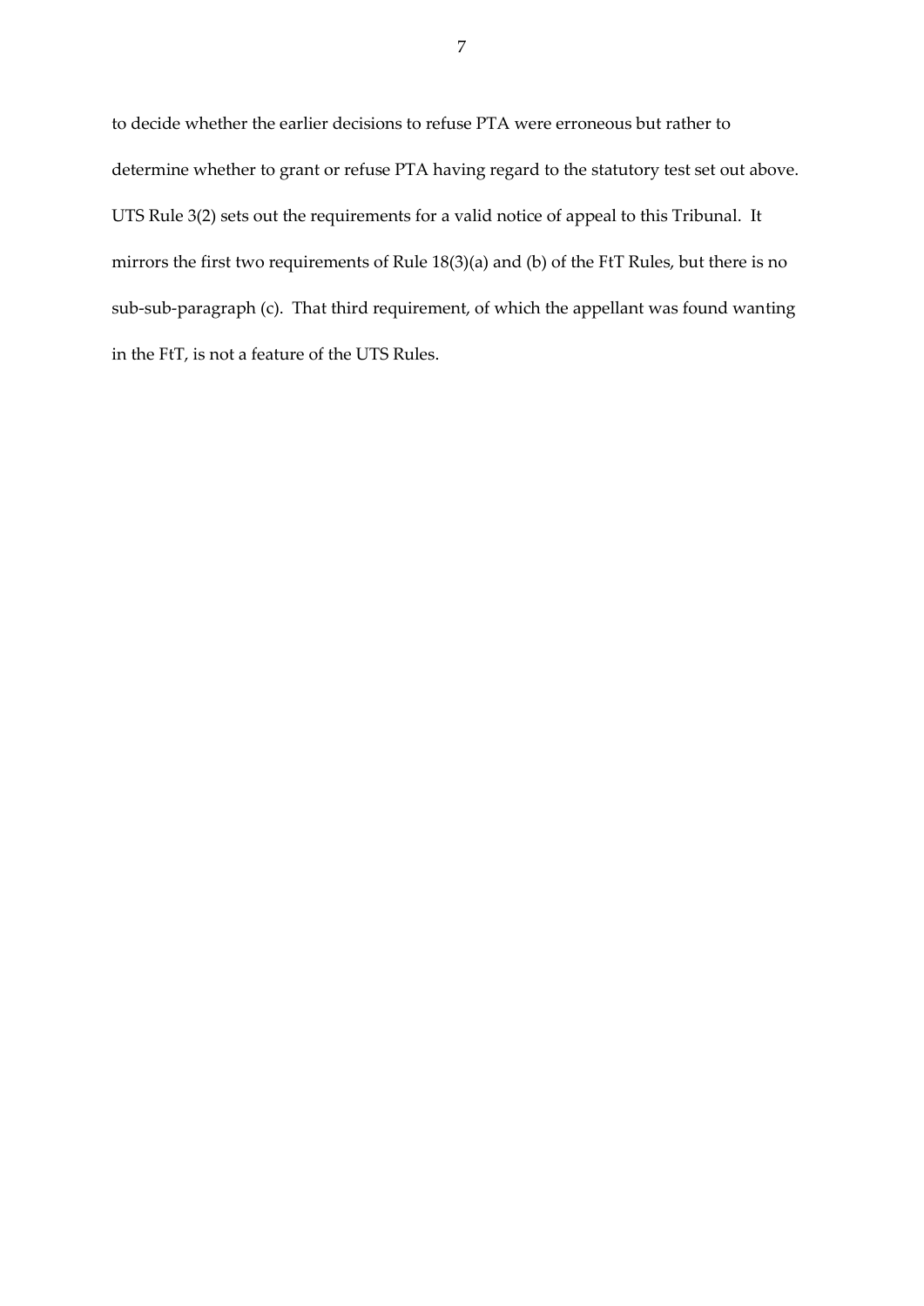to decide whether the earlier decisions to refuse PTA were erroneous but rather to determine whether to grant or refuse PTA having regard to the statutory test set out above. UTS Rule 3(2) sets out the requirements for a valid notice of appeal to this Tribunal. It mirrors the first two requirements of Rule 18(3)(a) and (b) of the FtT Rules, but there is no sub-sub-paragraph (c). That third requirement, of which the appellant was found wanting in the FtT, is not a feature of the UTS Rules.